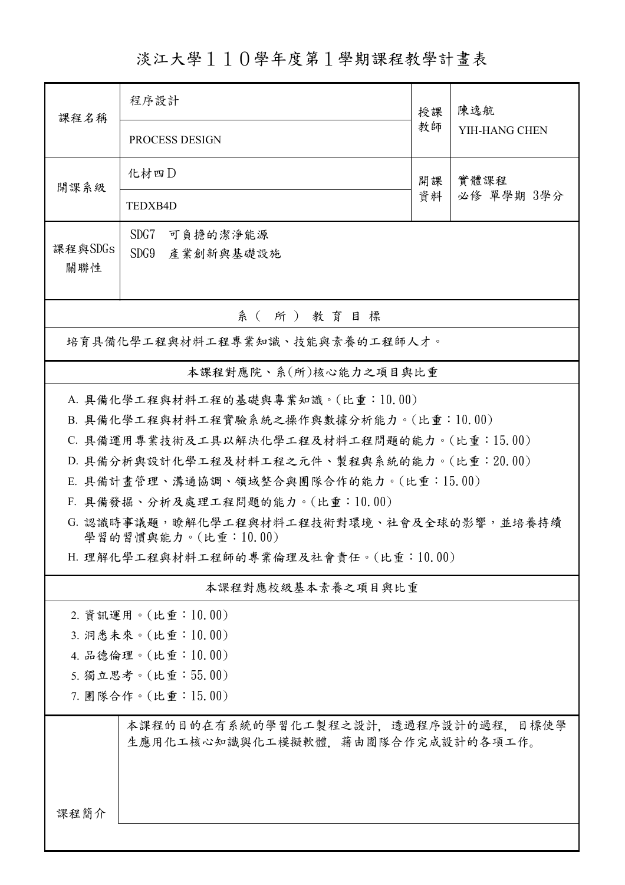# 淡江大學１１０學年度第１學期課程教學計畫表

| 課程名稱 | 程序設計<br>PROCESS DESIGN | 授課教師 | 陳逸航<br>YIH-HANG CHEN |
| --- | --- | --- | --- |
| 開課系級 | 化材四Ｄ<br>TEDXB4D | 開課資料 | 實體課程<br>必修 單學期 3學分 |
| 課程與SDGs關聯性 | SDG7 可負擔的潔淨能源<br>SDG9 產業創新與基礎設施 | | |

## 系（所）教育目標

培育具備化學工程與材料工程專業知識、技能與素養的工程師人才。

## 本課程對應院、系(所)核心能力之項目與比重

A. 具備化學工程與材料工程的基礎與專業知識。(比重：10.00)

B. 具備化學工程與材料工程實驗系統之操作與數據分析能力。(比重：10.00)

C. 具備運用專業技術及工具以解決化學工程及材料工程問題的能力。(比重：15.00)

D. 具備分析與設計化學工程及材料工程之元件、製程與系統的能力。(比重：20.00)

E. 具備計畫管理、溝通協調、領域整合與團隊合作的能力。(比重：15.00)

F. 具備發掘、分析及處理工程問題的能力。(比重：10.00)

G. 認識時事議題，瞭解化學工程與材料工程技術對環境、社會及全球的影響，並培養持續學習的習慣與能力。(比重：10.00)

H. 理解化學工程與材料工程師的專業倫理及社會責任。(比重：10.00)

## 本課程對應校級基本素養之項目與比重

2. 資訊運用。(比重：10.00)
3. 洞悉未來。(比重：10.00)
4. 品德倫理。(比重：10.00)
5. 獨立思考。(比重：55.00)
7. 團隊合作。(比重：15.00)

| 課程簡介 | 本課程的目的在有系統的學習化工製程之設計，透過程序設計的過程，目標使學生應用化工核心知識與化工模擬軟體，藉由團隊合作完成設計的各項工作。 |
| --- | --- |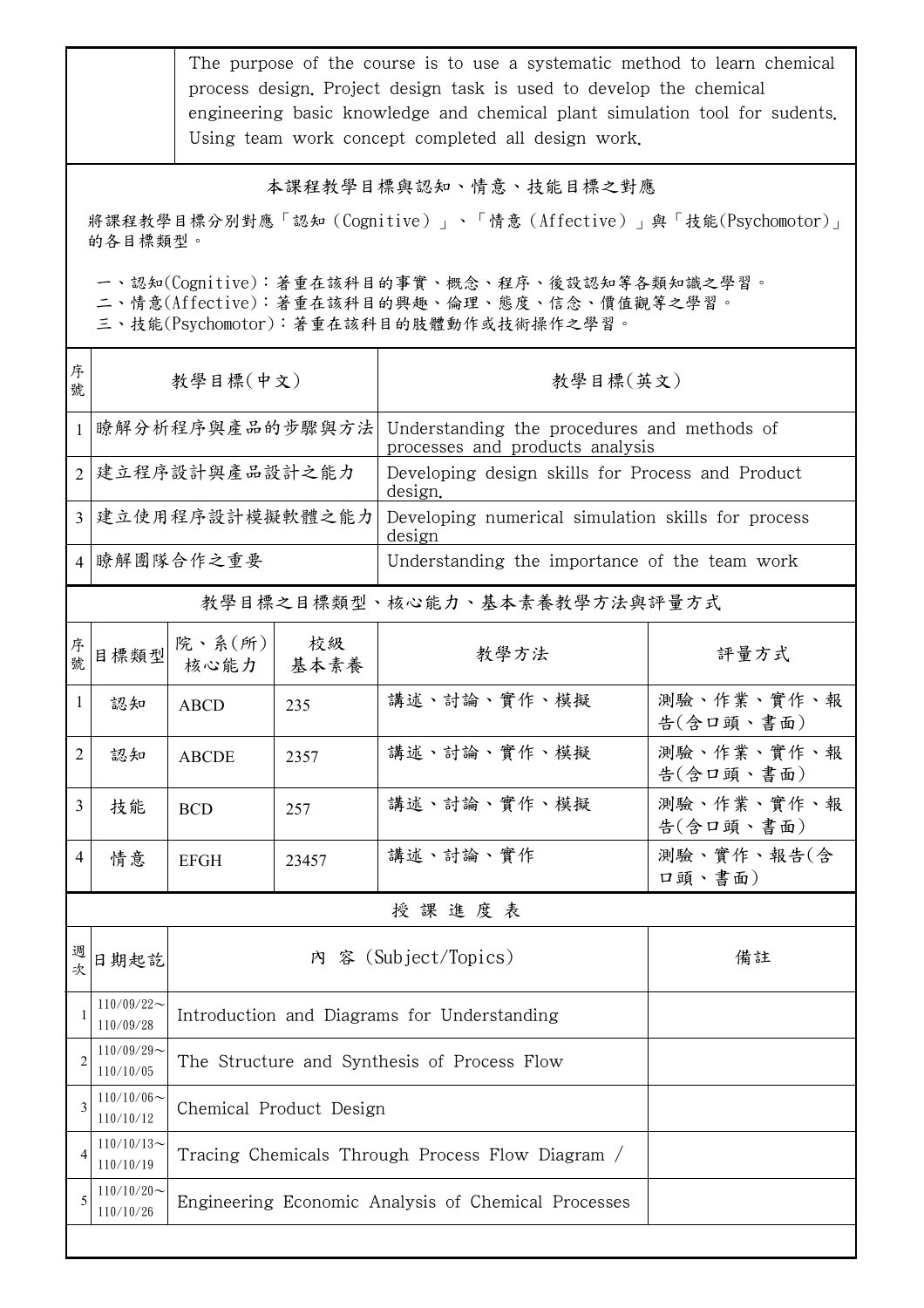| | The purpose of the course is to use a systematic method to learn chemical process design. Project design task is used to develop the chemical engineering basic knowledge and chemical plant simulation tool for sudents. Using team work concept completed all design work. |
|---|---|

## 本課程教學目標與認知、情意、技能目標之對應

將課程教學目標分別對應「認知（Cognitive）」、「情意（Affective）」與「技能(Psychomotor)」的各目標類型。

一、認知(Cognitive)：著重在該科目的事實、概念、程序、後設認知等各類知識之學習。
二、情意(Affective)：著重在該科目的興趣、倫理、態度、信念、價值觀等之學習。
三、技能(Psychomotor)：著重在該科目的肢體動作或技術操作之學習。

| 序號 | 教學目標(中文) | 教學目標(英文) |
|---|---|---|
| 1 | 瞭解分析程序與產品的步驟與方法 | Understanding the procedures and methods of processes and products analysis |
| 2 | 建立程序設計與產品設計之能力 | Developing design skills for Process and Product design. |
| 3 | 建立使用程序設計模擬軟體之能力 | Developing numerical simulation skills for process design |
| 4 | 瞭解團隊合作之重要 | Understanding the importance of the team work |

## 教學目標之目標類型、核心能力、基本素養教學方法與評量方式

| 序號 | 目標類型 | 院、系(所)核心能力 | 校級基本素養 | 教學方法 | 評量方式 |
|---|---|---|---|---|---|
| 1 | 認知 | ABCD | 235 | 講述、討論、實作、模擬 | 測驗、作業、實作、報告(含口頭、書面) |
| 2 | 認知 | ABCDE | 2357 | 講述、討論、實作、模擬 | 測驗、作業、實作、報告(含口頭、書面) |
| 3 | 技能 | BCD | 257 | 講述、討論、實作、模擬 | 測驗、作業、實作、報告(含口頭、書面) |
| 4 | 情意 | EFGH | 23457 | 講述、討論、實作 | 測驗、實作、報告(含口頭、書面) |

## 授課進度表

| 週次 | 日期起訖 | 內 容 (Subject/Topics) | 備註 |
|---|---|---|---|
| 1 | 110/09/22～110/09/28 | Introduction and Diagrams for Understanding | |
| 2 | 110/09/29～110/10/05 | The Structure and Synthesis of Process Flow | |
| 3 | 110/10/06～110/10/12 | Chemical Product Design | |
| 4 | 110/10/13～110/10/19 | Tracing Chemicals Through Process Flow Diagram / | |
| 5 | 110/10/20～110/10/26 | Engineering Economic Analysis of Chemical Processes | |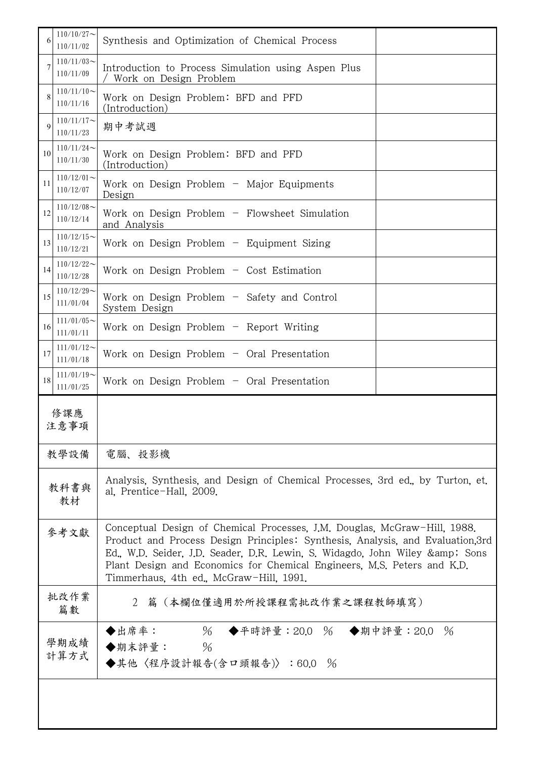| | | | |
|---|---|---|---|
| 6 | 110/10/27～110/11/02 | Synthesis and Optimization of Chemical Process | |
| 7 | 110/11/03～110/11/09 | Introduction to Process Simulation using Aspen Plus / Work on Design Problem | |
| 8 | 110/11/10～110/11/16 | Work on Design Problem: BFD and PFD (Introduction) | |
| 9 | 110/11/17～110/11/23 | 期中考試週 | |
| 10 | 110/11/24～110/11/30 | Work on Design Problem: BFD and PFD (Introduction) | |
| 11 | 110/12/01～110/12/07 | Work on Design Problem - Major Equipments Design | |
| 12 | 110/12/08～110/12/14 | Work on Design Problem - Flowsheet Simulation and Analysis | |
| 13 | 110/12/15～110/12/21 | Work on Design Problem - Equipment Sizing | |
| 14 | 110/12/22～110/12/28 | Work on Design Problem - Cost Estimation | |
| 15 | 110/12/29～111/01/04 | Work on Design Problem - Safety and Control System Design | |
| 16 | 111/01/05～111/01/11 | Work on Design Problem - Report Writing | |
| 17 | 111/01/12～111/01/18 | Work on Design Problem - Oral Presentation | |
| 18 | 111/01/19～111/01/25 | Work on Design Problem - Oral Presentation | |

| | |
|---|---|
| 修課應注意事項 | |
| 教學設備 | 電腦、投影機 |
| 教科書與教材 | Analysis, Synthesis, and Design of Chemical Processes, 3rd ed., by Turton, et. al, Prentice-Hall, 2009. |
| 參考文獻 | Conceptual Design of Chemical Processes, J.M. Douglas, McGraw-Hill, 1988.<br>Product and Process Design Principles: Synthesis, Analysis, and Evaluation,3rd Ed., W.D. Seider, J.D. Seader, D.R. Lewin, S. Widagdo, John Wiley &amp; Sons<br>Plant Design and Economics for Chemical Engineers, M.S. Peters and K.D. Timmerhaus, 4th ed., McGraw-Hill, 1991. |
| 批改作業篇數 | 2 篇（本欄位僅適用於所授課程需批改作業之課程教師填寫） |
| 學期成績計算方式 | ◆出席率： % ◆平時評量：20.0 % ◆期中評量：20.0 %<br>◆期末評量： %<br>◆其他〈程序設計報告(含口頭報告)〉：60.0 % |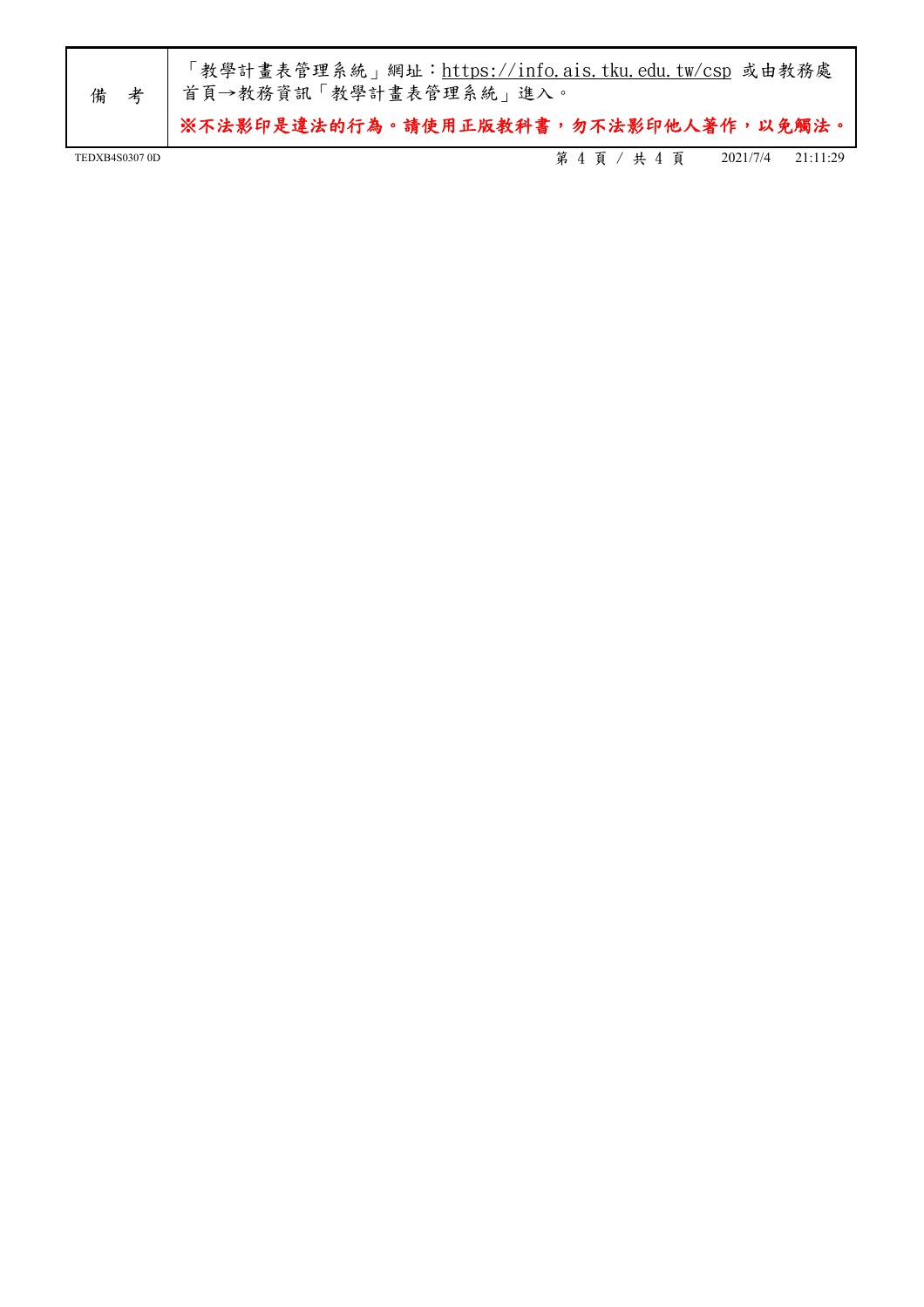| | |
|---|---|
| 備　考 | 「教學計畫表管理系統」網址：https://info.ais.tku.edu.tw/csp 或由教務處首頁→教務資訊「教學計畫表管理系統」進入。<br>**※不法影印是違法的行為。請使用正版教科書，勿不法影印他人著作，以免觸法。** |

TEDXB4S0307 0D